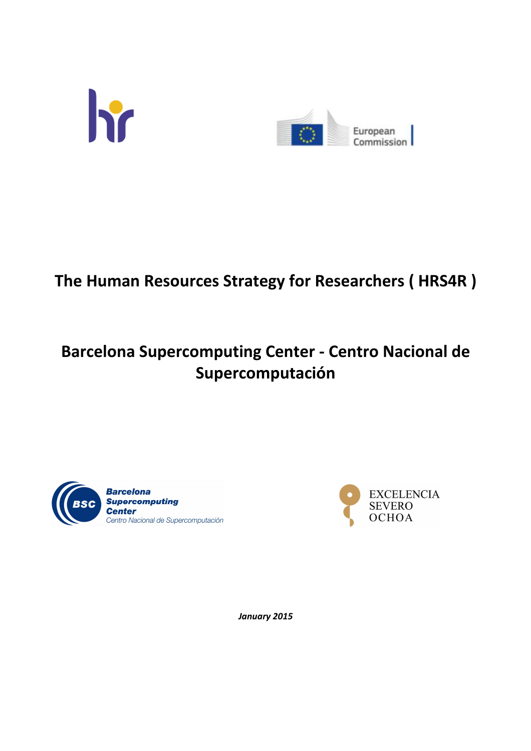# The Human Resources Strategy for Researchers ( HRS4R )

# Barcelona Supercomputing Center - Centro Nacional de Supercomputación

*January 2015*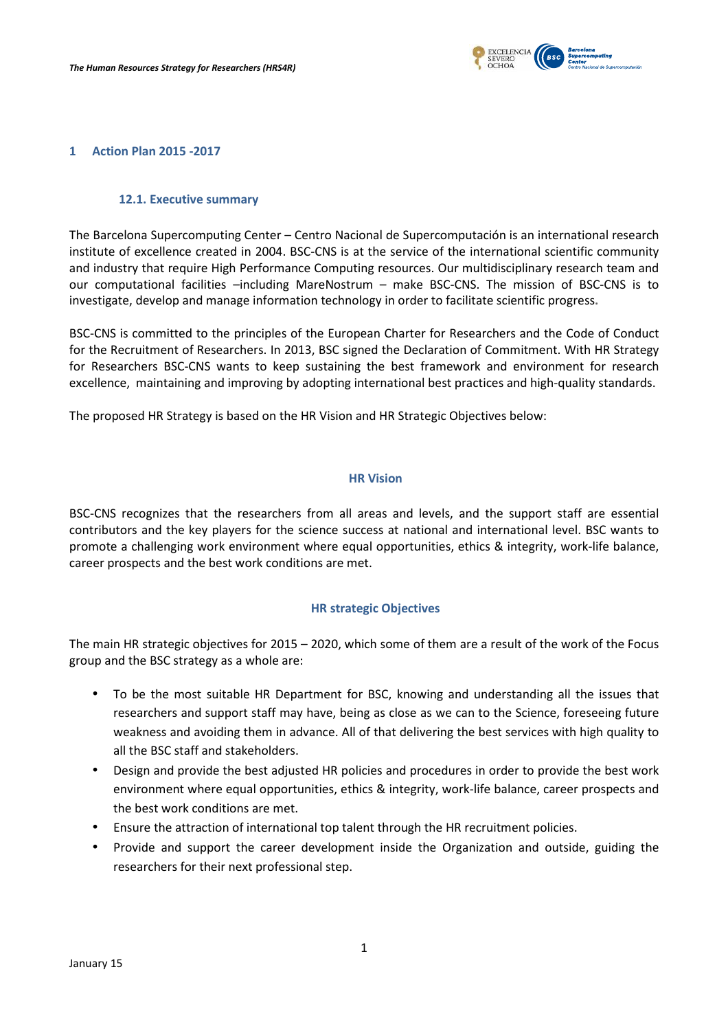# 1 Action Plan 2015 -2017

## 12.1. Executive summary

The Barcelona Supercomputing Center – Centro Nacional de Supercomputación is an international research institute of excellence created in 2004. BSC-CNS is at the service of the international scientific community and industry that require High Performance Computing resources. Our multidisciplinary research team and our computational facilities –including MareNostrum – make BSC-CNS. The mission of BSC-CNS is to investigate, develop and manage information technology in order to facilitate scientific progress.

BSC-CNS is committed to the principles of the European Charter for Researchers and the Code of Conduct for the Recruitment of Researchers. In 2013, BSC signed the Declaration of Commitment. With HR Strategy for Researchers BSC-CNS wants to keep sustaining the best framework and environment for research excellence, maintaining and improving by adopting international best practices and high-quality standards.

The proposed HR Strategy is based on the HR Vision and HR Strategic Objectives below:

### HR Vision

BSC-CNS recognizes that the researchers from all areas and levels, and the support staff are essential contributors and the key players for the science success at national and international level. BSC wants to promote a challenging work environment where equal opportunities, ethics & integrity, work-life balance, career prospects and the best work conditions are met.

### HR strategic Objectives

The main HR strategic objectives for 2015 – 2020, which some of them are a result of the work of the Focus group and the BSC strategy as a whole are:

- To be the most suitable HR Department for BSC, knowing and understanding all the issues that researchers and support staff may have, being as close as we can to the Science, foreseeing future weakness and avoiding them in advance. All of that delivering the best services with high quality to all the BSC staff and stakeholders.
- Design and provide the best adjusted HR policies and procedures in order to provide the best work environment where equal opportunities, ethics & integrity, work-life balance, career prospects and the best work conditions are met.
- Ensure the attraction of international top talent through the HR recruitment policies.
- Provide and support the career development inside the Organization and outside, guiding the researchers for their next professional step.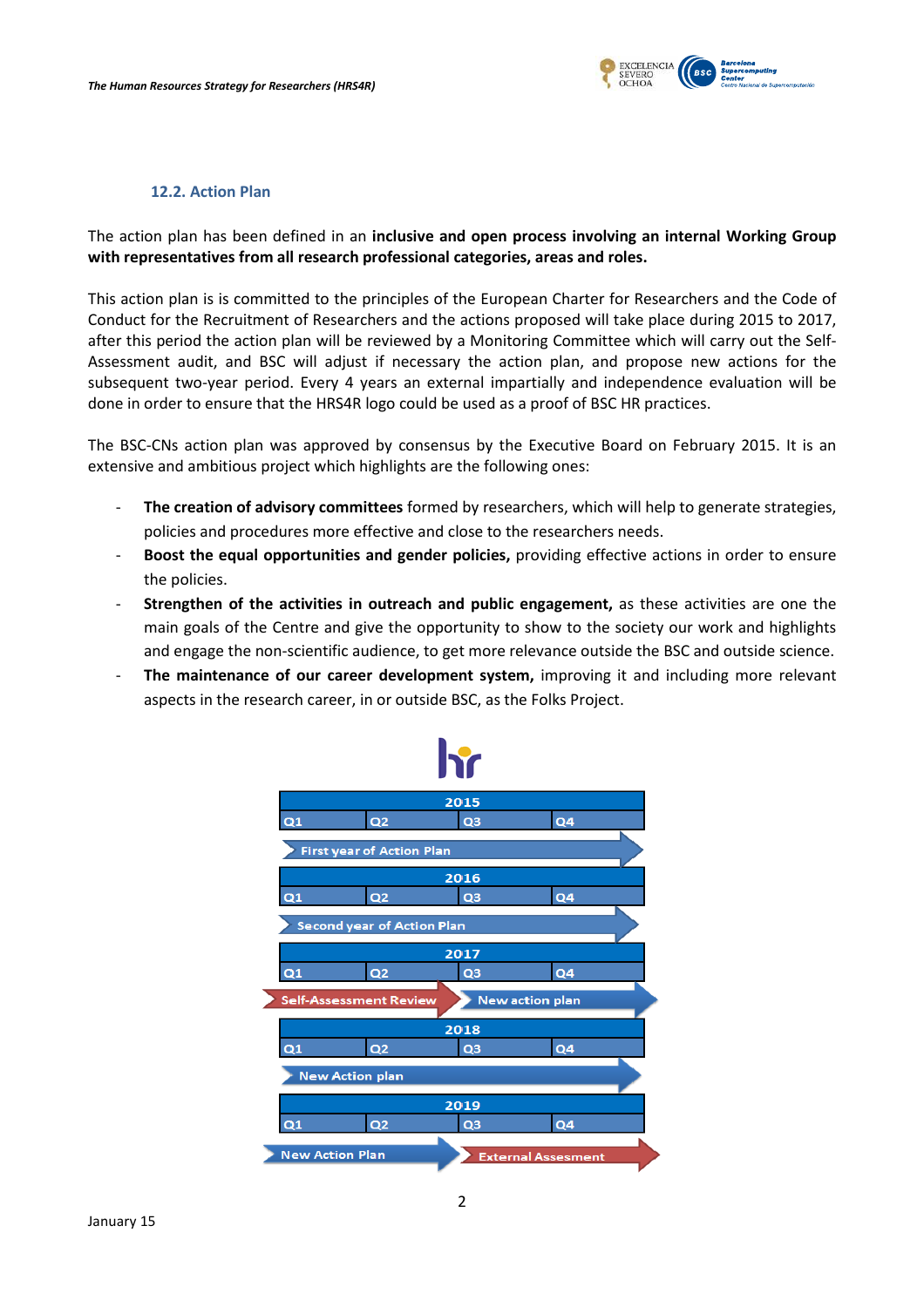### 12.2. Action Plan

The action plan has been defined in an **inclusive and open process involving an internal Working Group with representatives from all research professional categories, areas and roles.**

This action plan is is committed to the principles of the European Charter for Researchers and the Code of Conduct for the Recruitment of Researchers and the actions proposed will take place during 2015 to 2017, after this period the action plan will be reviewed by a Monitoring Committee which will carry out the Self-Assessment audit, and BSC will adjust if necessary the action plan, and propose new actions for the subsequent two-year period. Every 4 years an external impartially and independence evaluation will be done in order to ensure that the HRS4R logo could be used as a proof of BSC HR practices.

The BSC-CNs action plan was approved by consensus by the Executive Board on February 2015. It is an extensive and ambitious project which highlights are the following ones:

- **The creation of advisory committees** formed by researchers, which will help to generate strategies, policies and procedures more effective and close to the researchers needs.
- **Boost the equal opportunities and gender policies,** providing effective actions in order to ensure the policies.
- **Strengthen of the activities in outreach and public engagement,** as these activities are one the main goals of the Centre and give the opportunity to show to the society our work and highlights and engage the non-scientific audience, to get more relevance outside the BSC and outside science.
- **The maintenance of our career development system,** improving it and including more relevant aspects in the research career, in or outside BSC, as the Folks Project.

| Year | Q1 | Q2 | Q3 | Q4 |
|---|---|---|---|---|
| 2015 | First year of Action Plan | | | |
| 2016 | Second year of Action Plan | | | |
| 2017 | Self-Assessment Review | | New action plan | |
| 2018 | New Action plan | | | |
| 2019 | New Action Plan | | External Assesment | |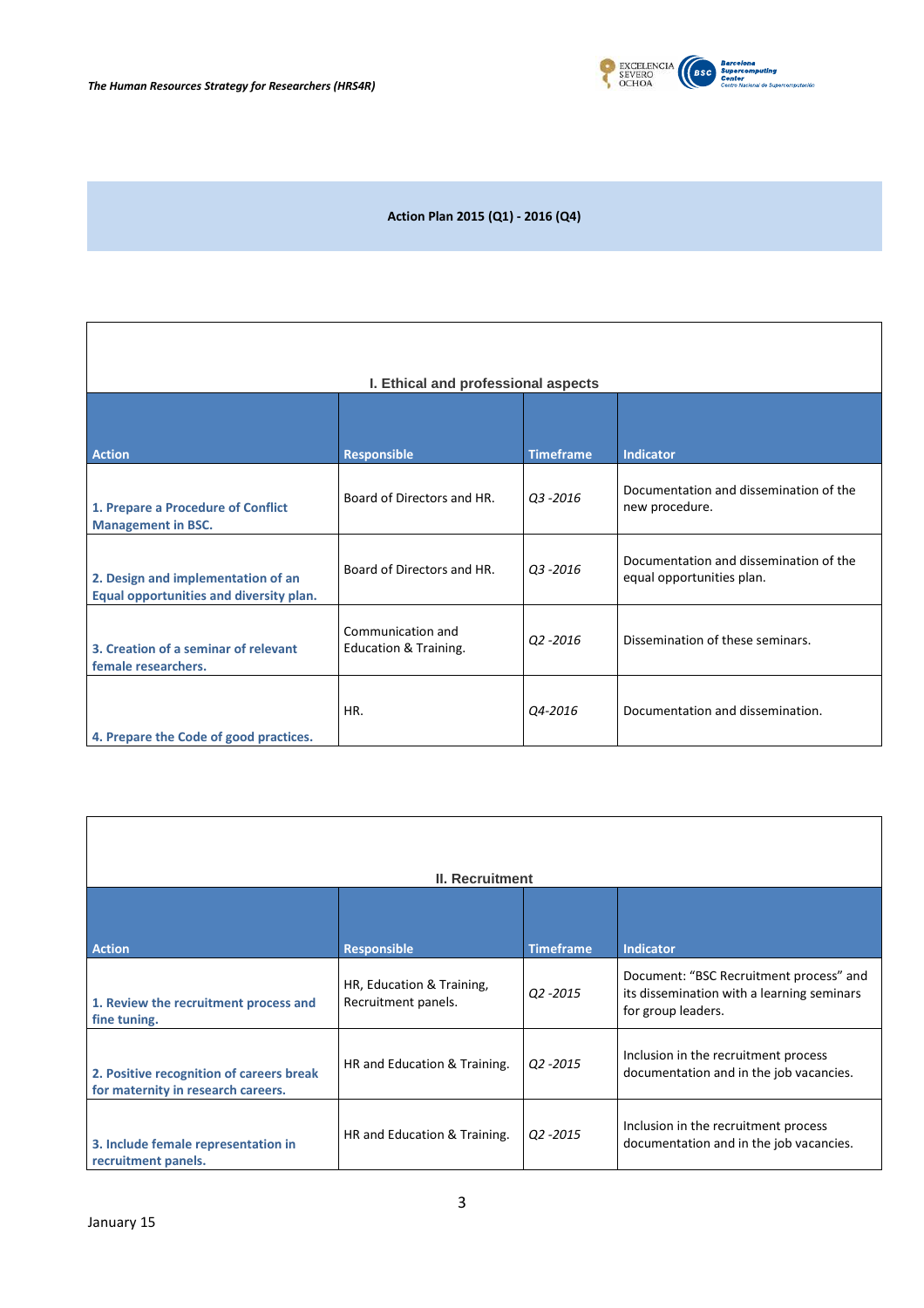## Action Plan 2015 (Q1) - 2016 (Q4)

### I. Ethical and professional aspects

| Action | Responsible | Timeframe | Indicator |
|---|---|---|---|
| **1. Prepare a Procedure of Conflict Management in BSC.** | Board of Directors and HR. | *Q3 -2016* | Documentation and dissemination of the new procedure. |
| **2. Design and implementation of an Equal opportunities and diversity plan.** | Board of Directors and HR. | *Q3 -2016* | Documentation and dissemination of the equal opportunities plan. |
| **3. Creation of a seminar of relevant female researchers.** | Communication and Education & Training. | *Q2 -2016* | Dissemination of these seminars. |
| **4. Prepare the Code of good practices.** | HR. | *Q4-2016* | Documentation and dissemination. |

### II. Recruitment

| Action | Responsible | Timeframe | Indicator |
|---|---|---|---|
| **1. Review the recruitment process and fine tuning.** | HR, Education & Training, Recruitment panels. | *Q2 -2015* | Document: "BSC Recruitment process" and its dissemination with a learning seminars for group leaders. |
| **2. Positive recognition of careers break for maternity in research careers.** | HR and Education & Training. | *Q2 -2015* | Inclusion in the recruitment process documentation and in the job vacancies. |
| **3. Include female representation in recruitment panels.** | HR and Education & Training. | *Q2 -2015* | Inclusion in the recruitment process documentation and in the job vacancies. |

January 15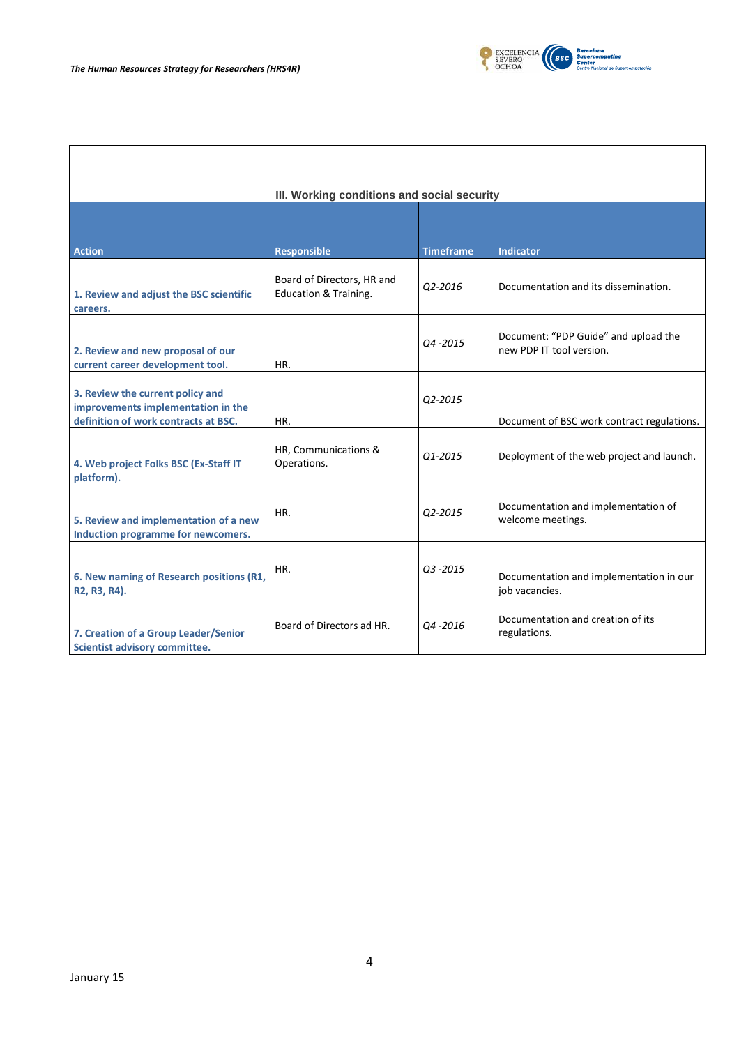| III. Working conditions and social security | | | |
|---|---|---|---|
| **Action** | **Responsible** | **Timeframe** | **Indicator** |
| **1. Review and adjust the BSC scientific careers.** | Board of Directors, HR and Education & Training. | *Q2-2016* | Documentation and its dissemination. |
| **2. Review and new proposal of our current career development tool.** | HR. | *Q4 -2015* | Document: "PDP Guide" and upload the new PDP IT tool version. |
| **3. Review the current policy and improvements implementation in the definition of work contracts at BSC.** | HR. | *Q2-2015* | Document of BSC work contract regulations. |
| **4. Web project Folks BSC (Ex-Staff IT platform).** | HR, Communications & Operations. | *Q1-2015* | Deployment of the web project and launch. |
| **5. Review and implementation of a new Induction programme for newcomers.** | HR. | *Q2-2015* | Documentation and implementation of welcome meetings. |
| **6. New naming of Research positions (R1, R2, R3, R4).** | HR. | *Q3 -2015* | Documentation and implementation in our job vacancies. |
| **7. Creation of a Group Leader/Senior Scientist advisory committee.** | Board of Directors ad HR. | *Q4 -2016* | Documentation and creation of its regulations. |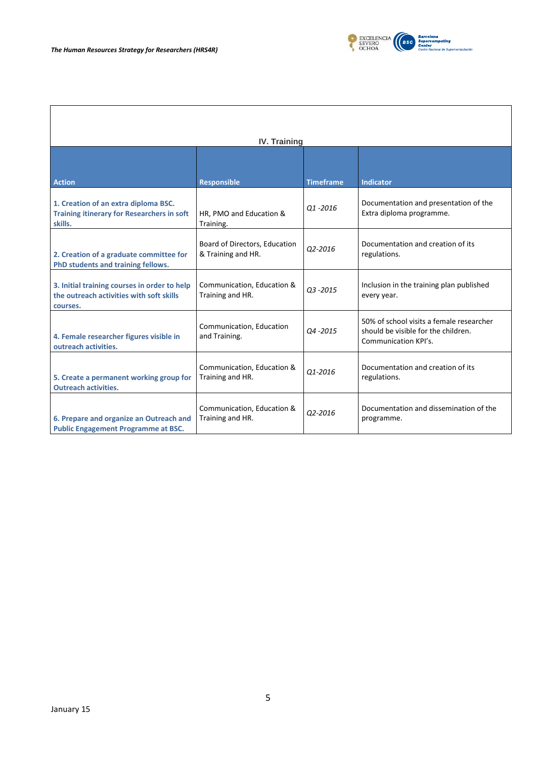## IV. Training

| Action | Responsible | Timeframe | Indicator |
|---|---|---|---|
| **1. Creation of an extra diploma BSC. Training itinerary for Researchers in soft skills.** | HR, PMO and Education & Training. | *Q1 -2016* | Documentation and presentation of the Extra diploma programme. |
| **2. Creation of a graduate committee for PhD students and training fellows.** | Board of Directors, Education & Training and HR. | *Q2-2016* | Documentation and creation of its regulations. |
| **3. Initial training courses in order to help the outreach activities with soft skills courses.** | Communication, Education & Training and HR. | *Q3 -2015* | Inclusion in the training plan published every year. |
| **4. Female researcher figures visible in outreach activities.** | Communication, Education and Training. | *Q4 -2015* | 50% of school visits a female researcher should be visible for the children. Communication KPI's. |
| **5. Create a permanent working group for Outreach activities.** | Communication, Education & Training and HR. | *Q1-2016* | Documentation and creation of its regulations. |
| **6. Prepare and organize an Outreach and Public Engagement Programme at BSC.** | Communication, Education & Training and HR. | *Q2-2016* | Documentation and dissemination of the programme. |